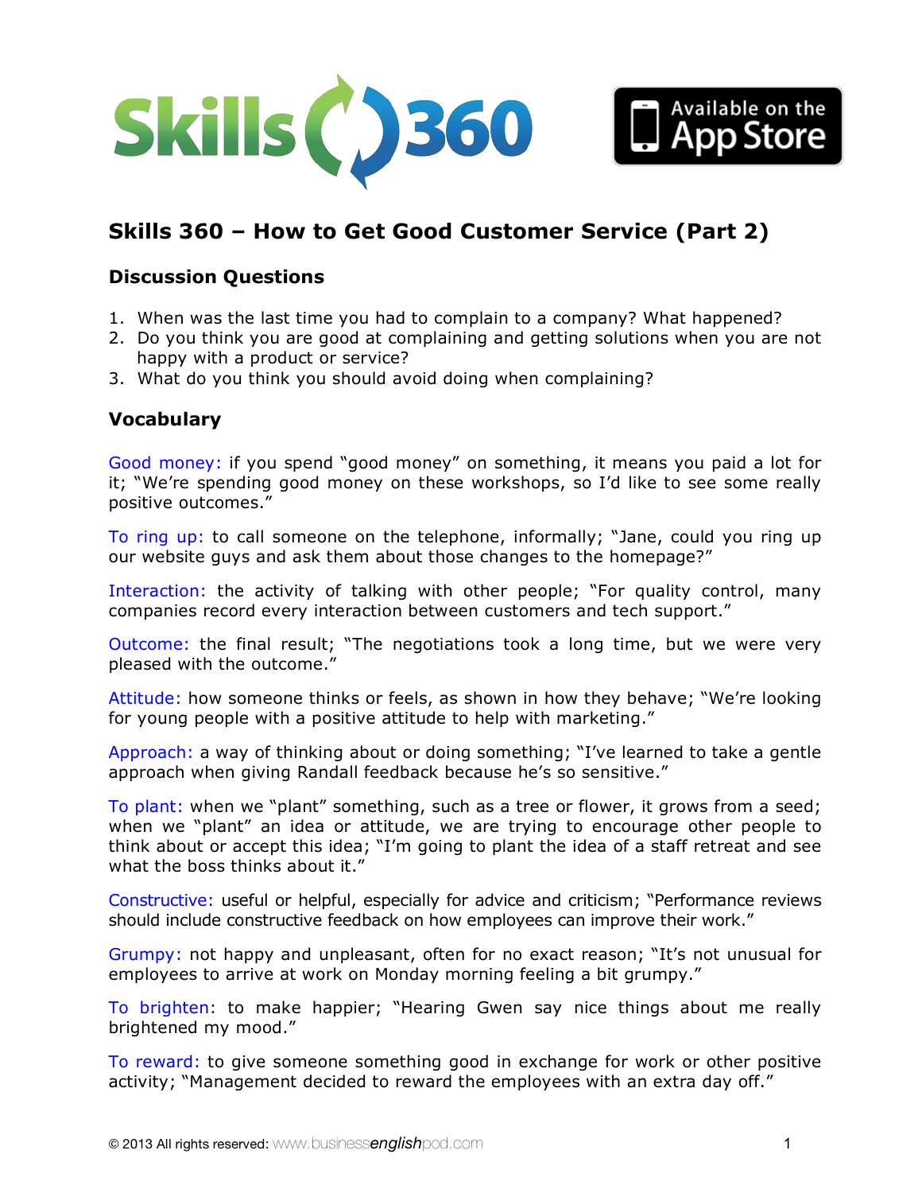## Skills 360 – How to Get Good Customer Service (Part 2)

### Discussion Questions

1. When was the last time you had to complain to a company? What happened?
2. Do you think you are good at complaining and getting solutions when you are not happy with a product or service?
3. What do you think you should avoid doing when complaining?

### Vocabulary

Good money: if you spend "good money" on something, it means you paid a lot for it; "We're spending good money on these workshops, so I'd like to see some really positive outcomes."

To ring up: to call someone on the telephone, informally; "Jane, could you ring up our website guys and ask them about those changes to the homepage?"

Interaction: the activity of talking with other people; "For quality control, many companies record every interaction between customers and tech support."

Outcome: the final result; "The negotiations took a long time, but we were very pleased with the outcome."

Attitude: how someone thinks or feels, as shown in how they behave; "We're looking for young people with a positive attitude to help with marketing."

Approach: a way of thinking about or doing something; "I've learned to take a gentle approach when giving Randall feedback because he's so sensitive."

To plant: when we "plant" something, such as a tree or flower, it grows from a seed; when we "plant" an idea or attitude, we are trying to encourage other people to think about or accept this idea; "I'm going to plant the idea of a staff retreat and see what the boss thinks about it."

Constructive: useful or helpful, especially for advice and criticism; "Performance reviews should include constructive feedback on how employees can improve their work."

Grumpy: not happy and unpleasant, often for no exact reason; "It's not unusual for employees to arrive at work on Monday morning feeling a bit grumpy."

To brighten: to make happier; "Hearing Gwen say nice things about me really brightened my mood."

To reward: to give someone something good in exchange for work or other positive activity; "Management decided to reward the employees with an extra day off."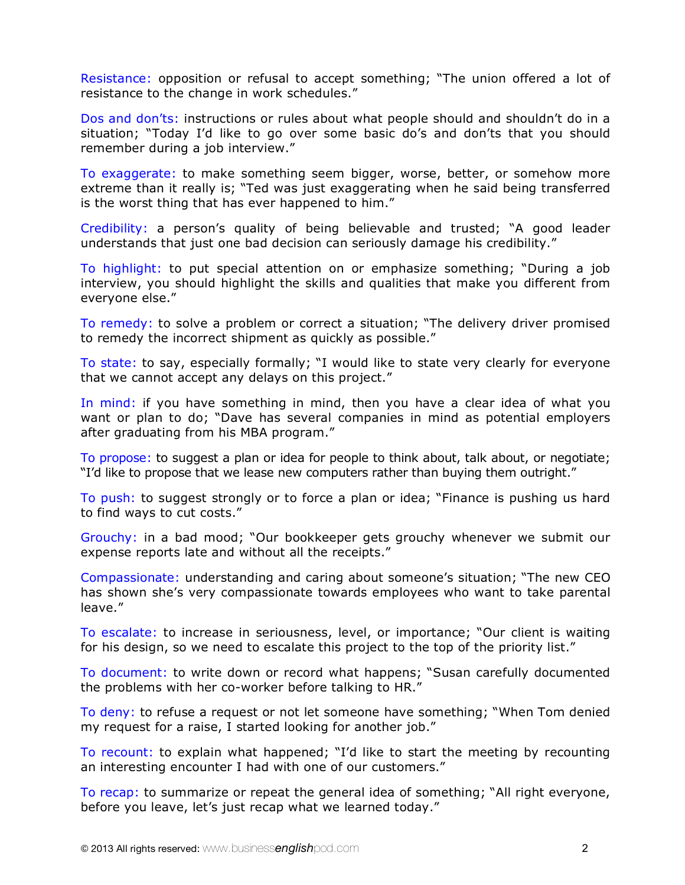Resistance: opposition or refusal to accept something; "The union offered a lot of resistance to the change in work schedules."

Dos and don'ts: instructions or rules about what people should and shouldn't do in a situation; "Today I'd like to go over some basic do's and don'ts that you should remember during a job interview."

To exaggerate: to make something seem bigger, worse, better, or somehow more extreme than it really is; "Ted was just exaggerating when he said being transferred is the worst thing that has ever happened to him."

Credibility: a person's quality of being believable and trusted; "A good leader understands that just one bad decision can seriously damage his credibility."

To highlight: to put special attention on or emphasize something; "During a job interview, you should highlight the skills and qualities that make you different from everyone else."

To remedy: to solve a problem or correct a situation; "The delivery driver promised to remedy the incorrect shipment as quickly as possible."

To state: to say, especially formally; "I would like to state very clearly for everyone that we cannot accept any delays on this project."

In mind: if you have something in mind, then you have a clear idea of what you want or plan to do; "Dave has several companies in mind as potential employers after graduating from his MBA program."

To propose: to suggest a plan or idea for people to think about, talk about, or negotiate; "I'd like to propose that we lease new computers rather than buying them outright."

To push: to suggest strongly or to force a plan or idea; "Finance is pushing us hard to find ways to cut costs."

Grouchy: in a bad mood; "Our bookkeeper gets grouchy whenever we submit our expense reports late and without all the receipts."

Compassionate: understanding and caring about someone's situation; "The new CEO has shown she's very compassionate towards employees who want to take parental leave."

To escalate: to increase in seriousness, level, or importance; "Our client is waiting for his design, so we need to escalate this project to the top of the priority list."

To document: to write down or record what happens; "Susan carefully documented the problems with her co-worker before talking to HR."

To deny: to refuse a request or not let someone have something; "When Tom denied my request for a raise, I started looking for another job."

To recount: to explain what happened; "I'd like to start the meeting by recounting an interesting encounter I had with one of our customers."

To recap: to summarize or repeat the general idea of something; "All right everyone, before you leave, let's just recap what we learned today."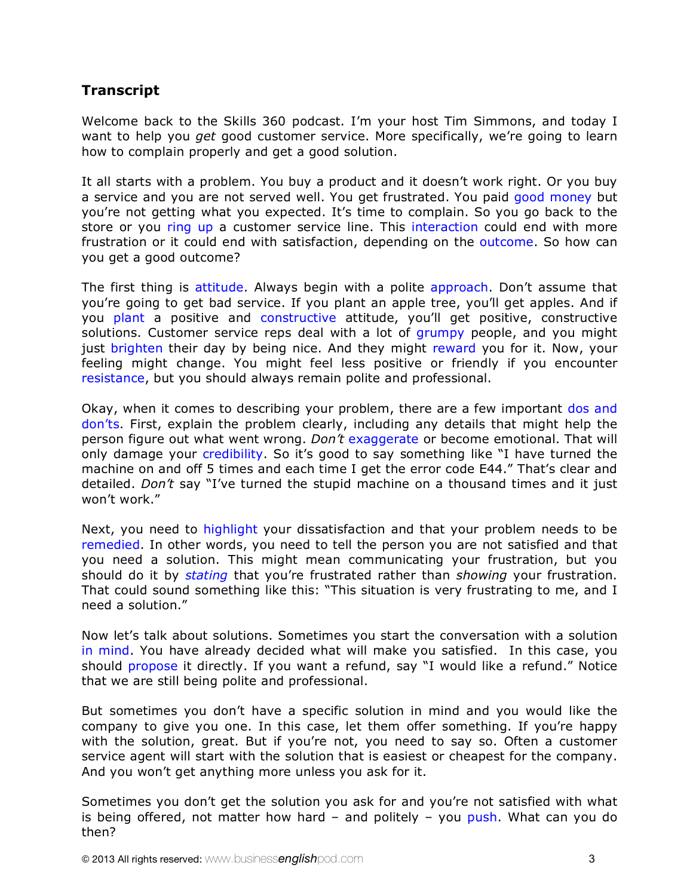### Transcript

Welcome back to the Skills 360 podcast. I'm your host Tim Simmons, and today I want to help you *get* good customer service. More specifically, we're going to learn how to complain properly and get a good solution.

It all starts with a problem. You buy a product and it doesn't work right. Or you buy a service and you are not served well. You get frustrated. You paid good money but you're not getting what you expected. It's time to complain. So you go back to the store or you ring up a customer service line. This interaction could end with more frustration or it could end with satisfaction, depending on the outcome. So how can you get a good outcome?

The first thing is attitude. Always begin with a polite approach. Don't assume that you're going to get bad service. If you plant an apple tree, you'll get apples. And if you plant a positive and constructive attitude, you'll get positive, constructive solutions. Customer service reps deal with a lot of grumpy people, and you might just brighten their day by being nice. And they might reward you for it. Now, your feeling might change. You might feel less positive or friendly if you encounter resistance, but you should always remain polite and professional.

Okay, when it comes to describing your problem, there are a few important dos and don'ts. First, explain the problem clearly, including any details that might help the person figure out what went wrong. *Don't* exaggerate or become emotional. That will only damage your credibility. So it's good to say something like "I have turned the machine on and off 5 times and each time I get the error code E44." That's clear and detailed. *Don't* say "I've turned the stupid machine on a thousand times and it just won't work."

Next, you need to highlight your dissatisfaction and that your problem needs to be remedied. In other words, you need to tell the person you are not satisfied and that you need a solution. This might mean communicating your frustration, but you should do it by *stating* that you're frustrated rather than *showing* your frustration. That could sound something like this: "This situation is very frustrating to me, and I need a solution."

Now let's talk about solutions. Sometimes you start the conversation with a solution in mind. You have already decided what will make you satisfied. In this case, you should propose it directly. If you want a refund, say "I would like a refund." Notice that we are still being polite and professional.

But sometimes you don't have a specific solution in mind and you would like the company to give you one. In this case, let them offer something. If you're happy with the solution, great. But if you're not, you need to say so. Often a customer service agent will start with the solution that is easiest or cheapest for the company. And you won't get anything more unless you ask for it.

Sometimes you don't get the solution you ask for and you're not satisfied with what is being offered, not matter how hard – and politely – you push. What can you do then?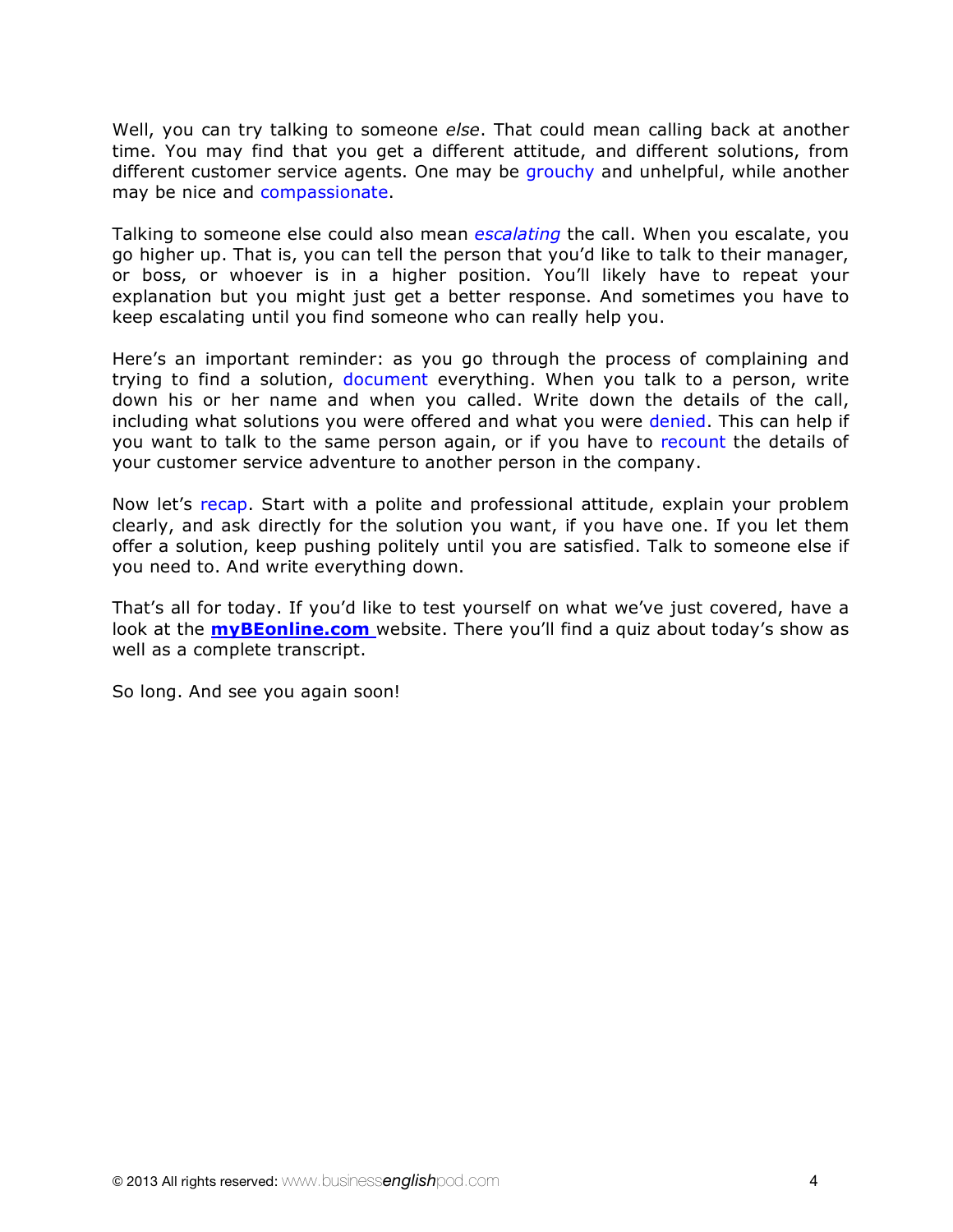Well, you can try talking to someone *else*. That could mean calling back at another time. You may find that you get a different attitude, and different solutions, from different customer service agents. One may be grouchy and unhelpful, while another may be nice and compassionate.

Talking to someone else could also mean *escalating* the call. When you escalate, you go higher up. That is, you can tell the person that you'd like to talk to their manager, or boss, or whoever is in a higher position. You'll likely have to repeat your explanation but you might just get a better response. And sometimes you have to keep escalating until you find someone who can really help you.

Here's an important reminder: as you go through the process of complaining and trying to find a solution, document everything. When you talk to a person, write down his or her name and when you called. Write down the details of the call, including what solutions you were offered and what you were denied. This can help if you want to talk to the same person again, or if you have to recount the details of your customer service adventure to another person in the company.

Now let's recap. Start with a polite and professional attitude, explain your problem clearly, and ask directly for the solution you want, if you have one. If you let them offer a solution, keep pushing politely until you are satisfied. Talk to someone else if you need to. And write everything down.

That's all for today. If you'd like to test yourself on what we've just covered, have a look at the **myBEonline.com** website. There you'll find a quiz about today's show as well as a complete transcript.

So long. And see you again soon!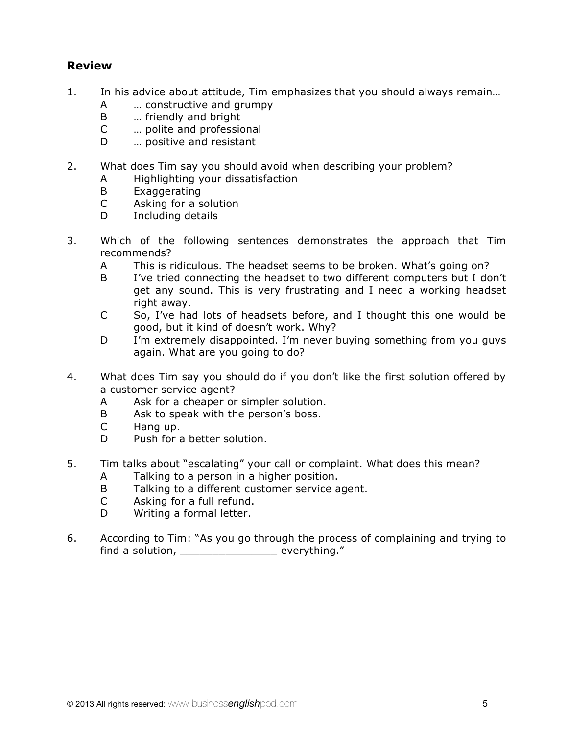## Review

1. In his advice about attitude, Tim emphasizes that you should always remain…
   - A … constructive and grumpy
   - B … friendly and bright
   - C … polite and professional
   - D … positive and resistant

2. What does Tim say you should avoid when describing your problem?
   - A Highlighting your dissatisfaction
   - B Exaggerating
   - C Asking for a solution
   - D Including details

3. Which of the following sentences demonstrates the approach that Tim recommends?
   - A This is ridiculous. The headset seems to be broken. What's going on?
   - B I've tried connecting the headset to two different computers but I don't get any sound. This is very frustrating and I need a working headset right away.
   - C So, I've had lots of headsets before, and I thought this one would be good, but it kind of doesn't work. Why?
   - D I'm extremely disappointed. I'm never buying something from you guys again. What are you going to do?

4. What does Tim say you should do if you don't like the first solution offered by a customer service agent?
   - A Ask for a cheaper or simpler solution.
   - B Ask to speak with the person's boss.
   - C Hang up.
   - D Push for a better solution.

5. Tim talks about "escalating" your call or complaint. What does this mean?
   - A Talking to a person in a higher position.
   - B Talking to a different customer service agent.
   - C Asking for a full refund.
   - D Writing a formal letter.

6. According to Tim: "As you go through the process of complaining and trying to find a solution, _______________ everything."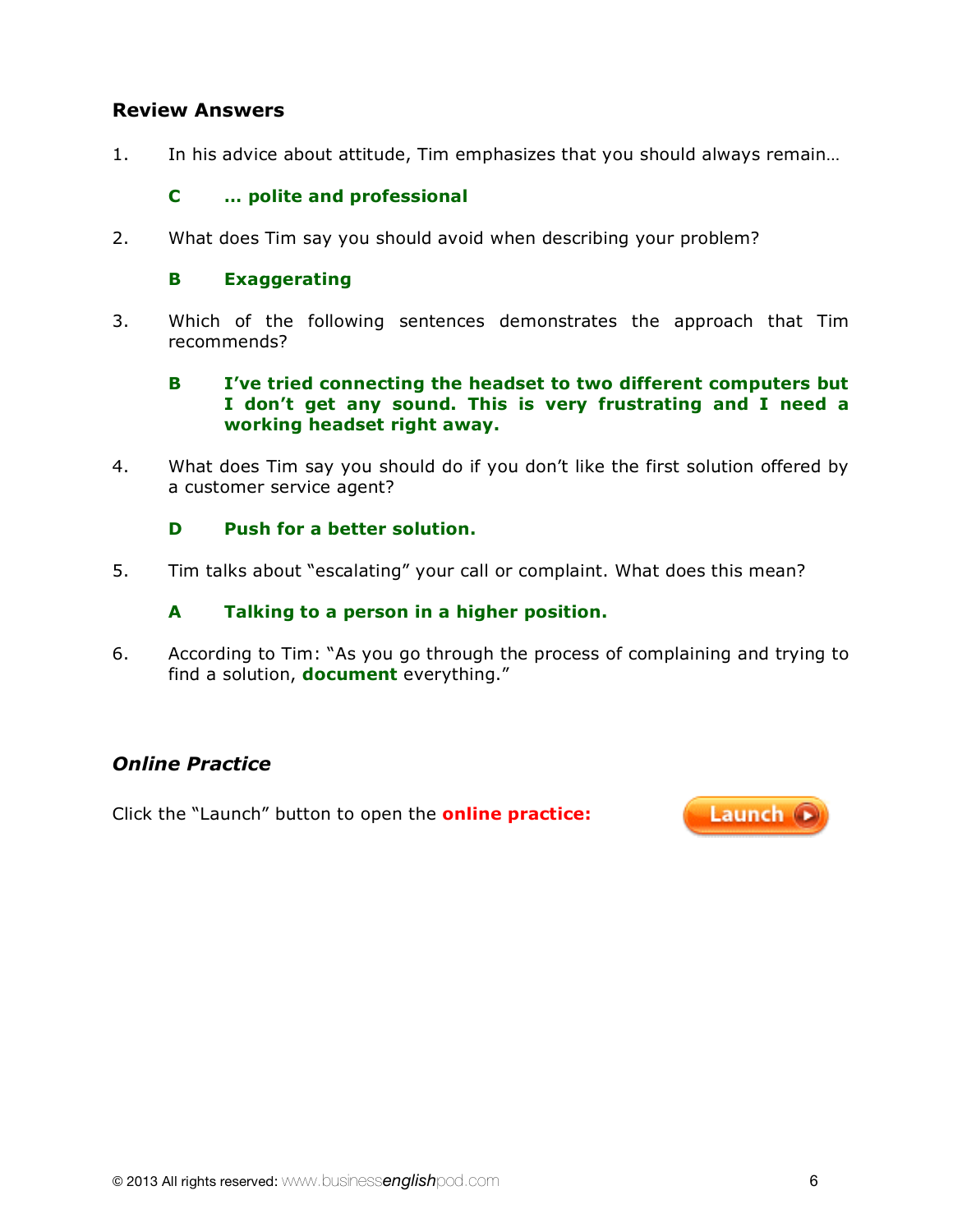## Review Answers

1. In his advice about attitude, Tim emphasizes that you should always remain…

   **C … polite and professional**

2. What does Tim say you should avoid when describing your problem?

   **B Exaggerating**

3. Which of the following sentences demonstrates the approach that Tim recommends?

   **B I've tried connecting the headset to two different computers but I don't get any sound. This is very frustrating and I need a working headset right away.**

4. What does Tim say you should do if you don't like the first solution offered by a customer service agent?

   **D Push for a better solution.**

5. Tim talks about "escalating" your call or complaint. What does this mean?

   **A Talking to a person in a higher position.**

6. According to Tim: "As you go through the process of complaining and trying to find a solution, **document** everything."

## *Online Practice*

Click the "Launch" button to open the **online practice:** Launch